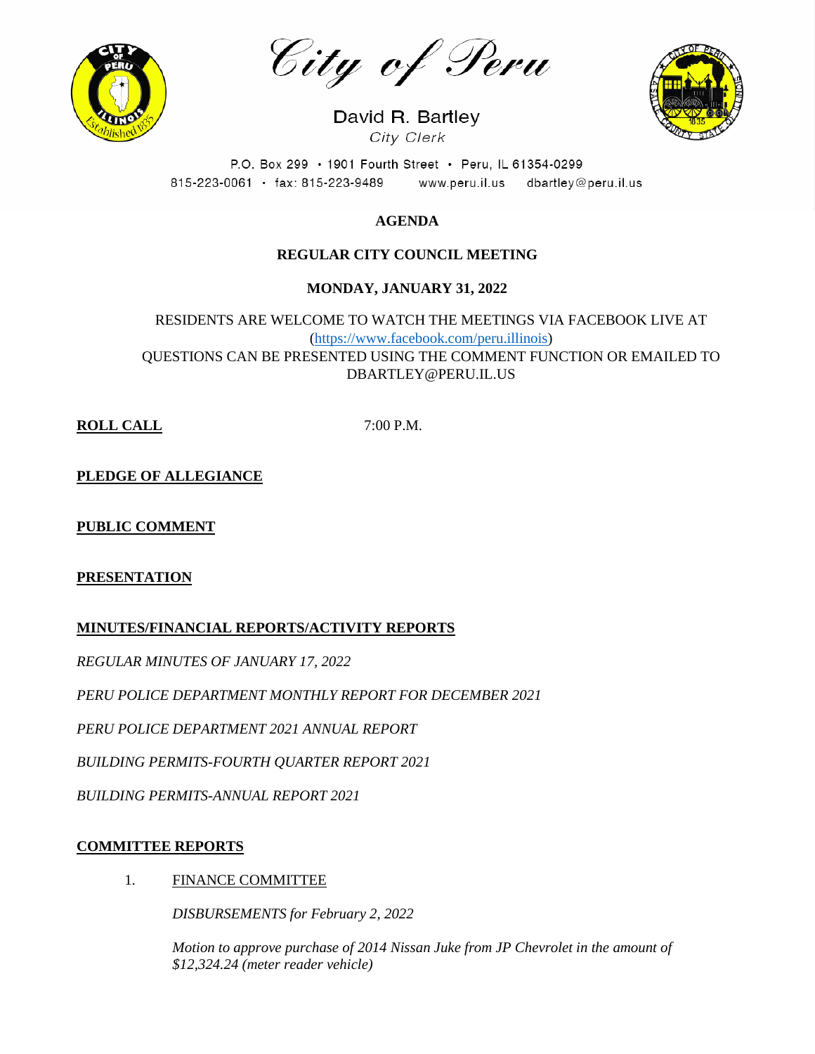# City of Peru

David R. Bartley
*City Clerk*

P.O. Box 299 • 1901 Fourth Street • Peru, IL 61354-0299
815-223-0061 • fax: 815-223-9489 www.peru.il.us dbartley@peru.il.us

**AGENDA**

**REGULAR CITY COUNCIL MEETING**

**MONDAY, JANUARY 31, 2022**

RESIDENTS ARE WELCOME TO WATCH THE MEETINGS VIA FACEBOOK LIVE AT (https://www.facebook.com/peru.illinois)
QUESTIONS CAN BE PRESENTED USING THE COMMENT FUNCTION OR EMAILED TO DBARTLEY@PERU.IL.US

**ROLL CALL** 7:00 P.M.

**PLEDGE OF ALLEGIANCE**

**PUBLIC COMMENT**

**PRESENTATION**

**MINUTES/FINANCIAL REPORTS/ACTIVITY REPORTS**

*REGULAR MINUTES OF JANUARY 17, 2022*

*PERU POLICE DEPARTMENT MONTHLY REPORT FOR DECEMBER 2021*

*PERU POLICE DEPARTMENT 2021 ANNUAL REPORT*

*BUILDING PERMITS-FOURTH QUARTER REPORT 2021*

*BUILDING PERMITS-ANNUAL REPORT 2021*

**COMMITTEE REPORTS**

1. FINANCE COMMITTEE

   *DISBURSEMENTS for February 2, 2022*

   *Motion to approve purchase of 2014 Nissan Juke from JP Chevrolet in the amount of $12,324.24 (meter reader vehicle)*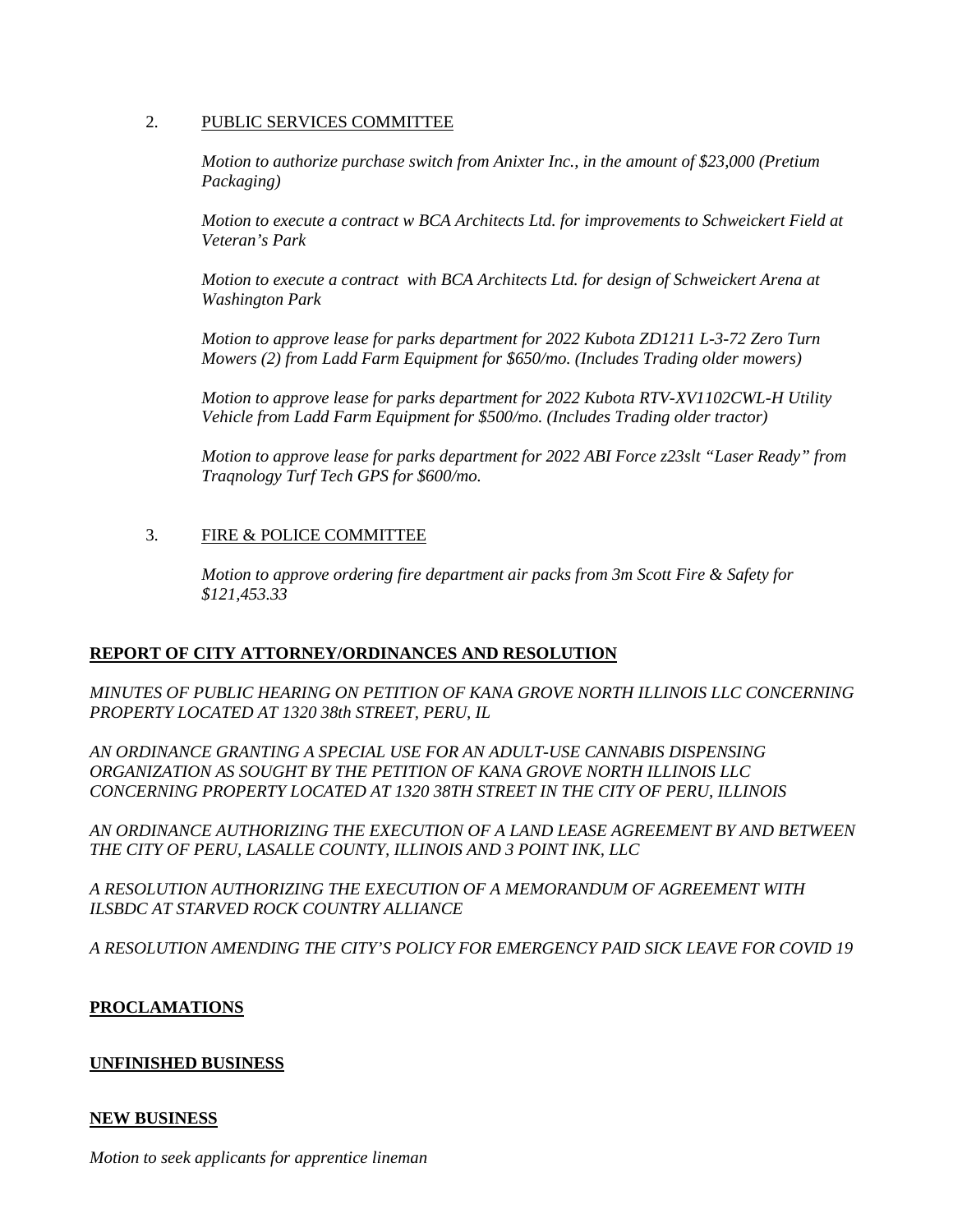2. PUBLIC SERVICES COMMITTEE

*Motion to authorize purchase switch from Anixter Inc., in the amount of $23,000 (Pretium Packaging)*

*Motion to execute a contract w BCA Architects Ltd. for improvements to Schweickert Field at Veteran's Park*

*Motion to execute a contract with BCA Architects Ltd. for design of Schweickert Arena at Washington Park*

*Motion to approve lease for parks department for 2022 Kubota ZD1211 L-3-72 Zero Turn Mowers (2) from Ladd Farm Equipment for $650/mo. (Includes Trading older mowers)*

*Motion to approve lease for parks department for 2022 Kubota RTV-XV1102CWL-H Utility Vehicle from Ladd Farm Equipment for $500/mo. (Includes Trading older tractor)*

*Motion to approve lease for parks department for 2022 ABI Force z23slt "Laser Ready" from Traqnology Turf Tech GPS for $600/mo.*

3. FIRE & POLICE COMMITTEE

*Motion to approve ordering fire department air packs from 3m Scott Fire & Safety for $121,453.33*

**REPORT OF CITY ATTORNEY/ORDINANCES AND RESOLUTION**

*MINUTES OF PUBLIC HEARING ON PETITION OF KANA GROVE NORTH ILLINOIS LLC CONCERNING PROPERTY LOCATED AT 1320 38th STREET, PERU, IL*

*AN ORDINANCE GRANTING A SPECIAL USE FOR AN ADULT-USE CANNABIS DISPENSING ORGANIZATION AS SOUGHT BY THE PETITION OF KANA GROVE NORTH ILLINOIS LLC CONCERNING PROPERTY LOCATED AT 1320 38TH STREET IN THE CITY OF PERU, ILLINOIS*

*AN ORDINANCE AUTHORIZING THE EXECUTION OF A LAND LEASE AGREEMENT BY AND BETWEEN THE CITY OF PERU, LASALLE COUNTY, ILLINOIS AND 3 POINT INK, LLC*

*A RESOLUTION AUTHORIZING THE EXECUTION OF A MEMORANDUM OF AGREEMENT WITH ILSBDC AT STARVED ROCK COUNTRY ALLIANCE*

*A RESOLUTION AMENDING THE CITY'S POLICY FOR EMERGENCY PAID SICK LEAVE FOR COVID 19*

**PROCLAMATIONS**

**UNFINISHED BUSINESS**

**NEW BUSINESS**

*Motion to seek applicants for apprentice lineman*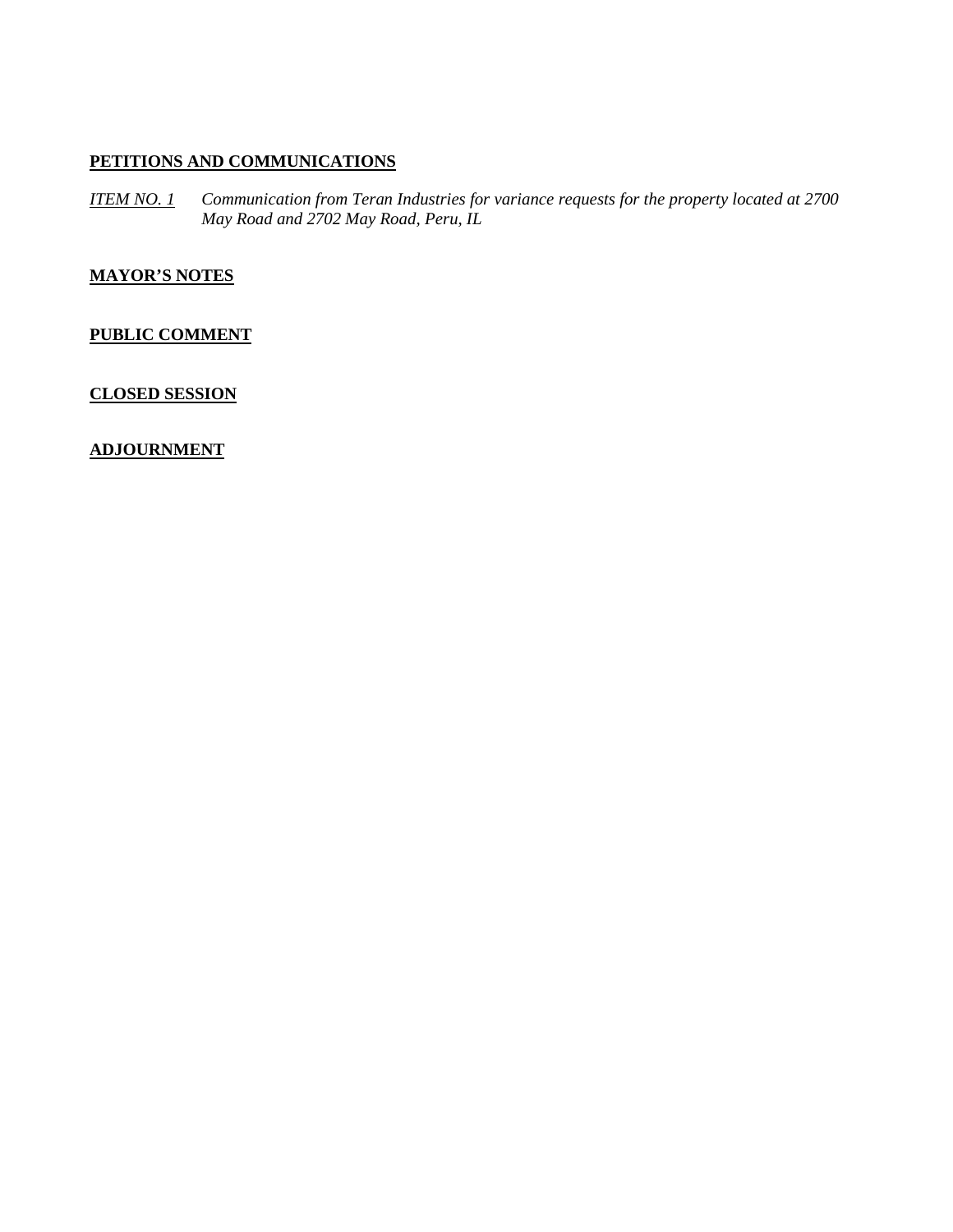**PETITIONS AND COMMUNICATIONS**

*ITEM NO. 1* *Communication from Teran Industries for variance requests for the property located at 2700 May Road and 2702 May Road, Peru, IL*

**MAYOR'S NOTES**

**PUBLIC COMMENT**

**CLOSED SESSION**

**ADJOURNMENT**